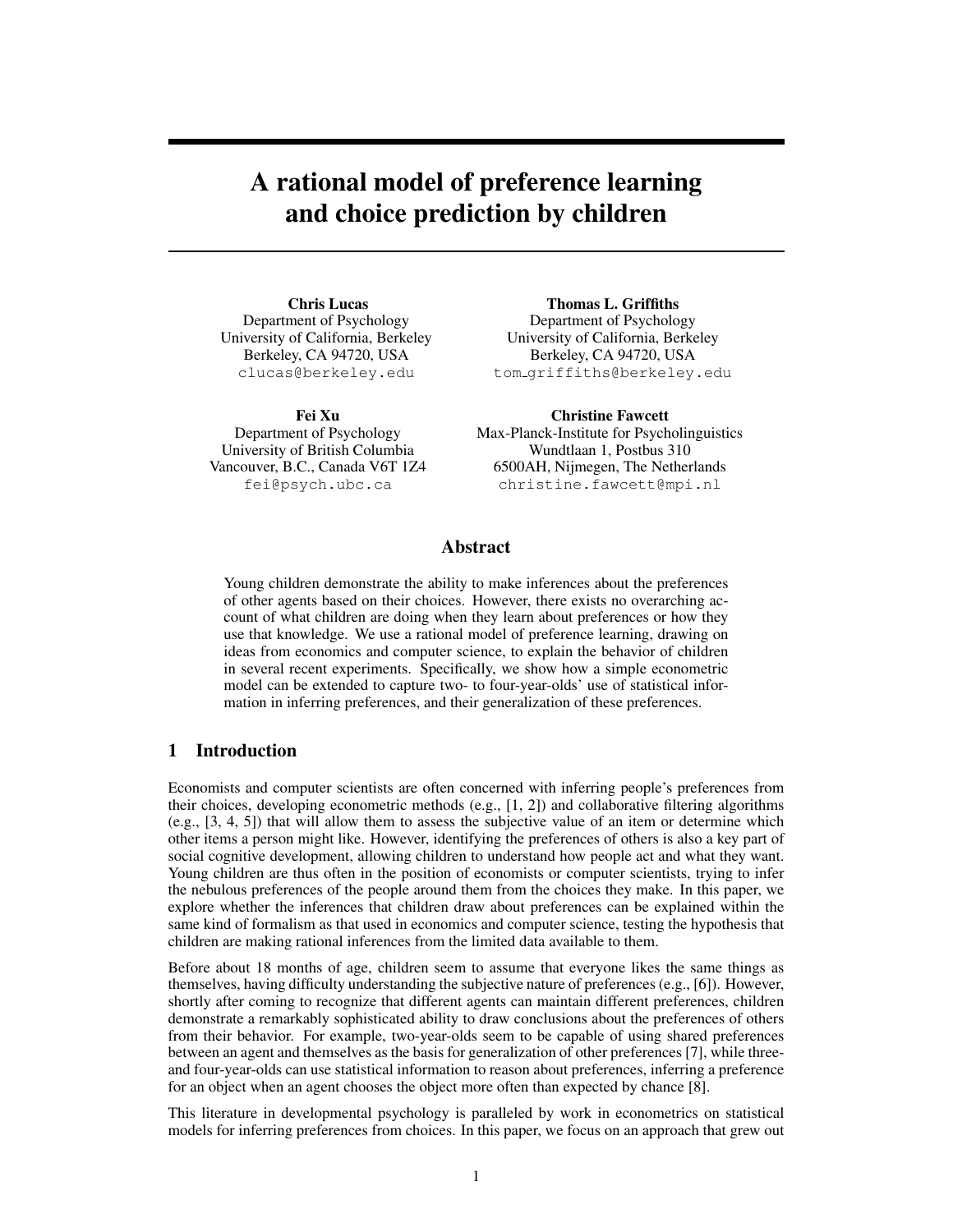# A rational model of preference learning and choice prediction by children

**Chris Lucas**
Department of Psychology
University of California, Berkeley
Berkeley, CA 94720, USA
clucas@berkeley.edu

**Thomas L. Griffiths**
Department of Psychology
University of California, Berkeley
Berkeley, CA 94720, USA
tom_griffiths@berkeley.edu

**Fei Xu**
Department of Psychology
University of British Columbia
Vancouver, B.C., Canada V6T 1Z4
fei@psych.ubc.ca

**Christine Fawcett**
Max-Planck-Institute for Psycholinguistics
Wundtlaan 1, Postbus 310
6500AH, Nijmegen, The Netherlands
christine.fawcett@mpi.nl

## Abstract

Young children demonstrate the ability to make inferences about the preferences of other agents based on their choices. However, there exists no overarching account of what children are doing when they learn about preferences or how they use that knowledge. We use a rational model of preference learning, drawing on ideas from economics and computer science, to explain the behavior of children in several recent experiments. Specifically, we show how a simple econometric model can be extended to capture two- to four-year-olds' use of statistical information in inferring preferences, and their generalization of these preferences.

## 1 Introduction

Economists and computer scientists are often concerned with inferring people's preferences from their choices, developing econometric methods (e.g., [1, 2]) and collaborative filtering algorithms (e.g., [3, 4, 5]) that will allow them to assess the subjective value of an item or determine which other items a person might like. However, identifying the preferences of others is also a key part of social cognitive development, allowing children to understand how people act and what they want. Young children are thus often in the position of economists or computer scientists, trying to infer the nebulous preferences of the people around them from the choices they make. In this paper, we explore whether the inferences that children draw about preferences can be explained within the same kind of formalism as that used in economics and computer science, testing the hypothesis that children are making rational inferences from the limited data available to them.

Before about 18 months of age, children seem to assume that everyone likes the same things as themselves, having difficulty understanding the subjective nature of preferences (e.g., [6]). However, shortly after coming to recognize that different agents can maintain different preferences, children demonstrate a remarkably sophisticated ability to draw conclusions about the preferences of others from their behavior. For example, two-year-olds seem to be capable of using shared preferences between an agent and themselves as the basis for generalization of other preferences [7], while three- and four-year-olds can use statistical information to reason about preferences, inferring a preference for an object when an agent chooses the object more often than expected by chance [8].

This literature in developmental psychology is paralleled by work in econometrics on statistical models for inferring preferences from choices. In this paper, we focus on an approach that grew out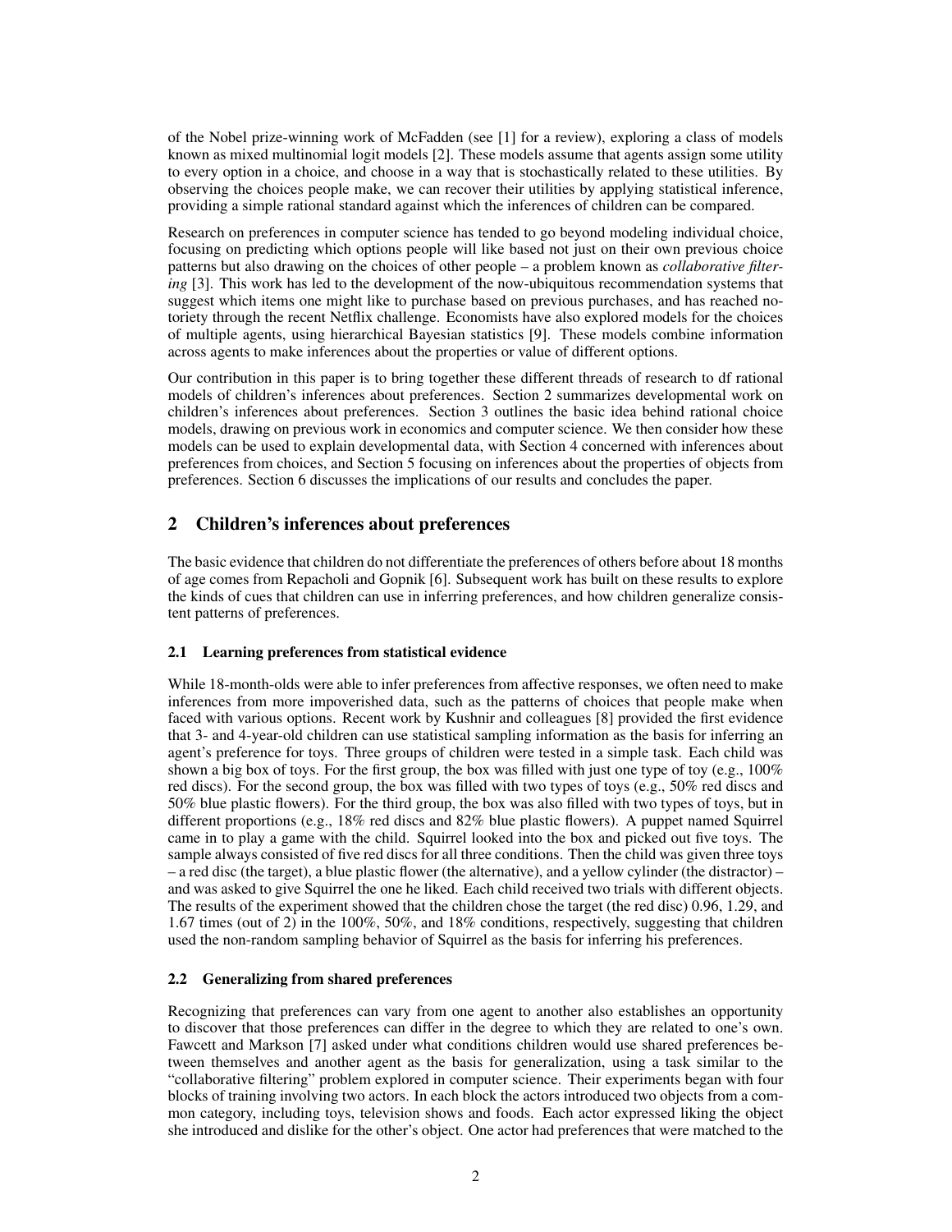of the Nobel prize-winning work of McFadden (see [1] for a review), exploring a class of models known as mixed multinomial logit models [2]. These models assume that agents assign some utility to every option in a choice, and choose in a way that is stochastically related to these utilities. By observing the choices people make, we can recover their utilities by applying statistical inference, providing a simple rational standard against which the inferences of children can be compared.

Research on preferences in computer science has tended to go beyond modeling individual choice, focusing on predicting which options people will like based not just on their own previous choice patterns but also drawing on the choices of other people – a problem known as *collaborative filtering* [3]. This work has led to the development of the now-ubiquitous recommendation systems that suggest which items one might like to purchase based on previous purchases, and has reached notoriety through the recent Netflix challenge. Economists have also explored models for the choices of multiple agents, using hierarchical Bayesian statistics [9]. These models combine information across agents to make inferences about the properties or value of different options.

Our contribution in this paper is to bring together these different threads of research to df rational models of children's inferences about preferences. Section 2 summarizes developmental work on children's inferences about preferences. Section 3 outlines the basic idea behind rational choice models, drawing on previous work in economics and computer science. We then consider how these models can be used to explain developmental data, with Section 4 concerned with inferences about preferences from choices, and Section 5 focusing on inferences about the properties of objects from preferences. Section 6 discusses the implications of our results and concludes the paper.

## 2 Children's inferences about preferences

The basic evidence that children do not differentiate the preferences of others before about 18 months of age comes from Repacholi and Gopnik [6]. Subsequent work has built on these results to explore the kinds of cues that children can use in inferring preferences, and how children generalize consistent patterns of preferences.

### 2.1 Learning preferences from statistical evidence

While 18-month-olds were able to infer preferences from affective responses, we often need to make inferences from more impoverished data, such as the patterns of choices that people make when faced with various options. Recent work by Kushnir and colleagues [8] provided the first evidence that 3- and 4-year-old children can use statistical sampling information as the basis for inferring an agent's preference for toys. Three groups of children were tested in a simple task. Each child was shown a big box of toys. For the first group, the box was filled with just one type of toy (e.g., 100% red discs). For the second group, the box was filled with two types of toys (e.g., 50% red discs and 50% blue plastic flowers). For the third group, the box was also filled with two types of toys, but in different proportions (e.g., 18% red discs and 82% blue plastic flowers). A puppet named Squirrel came in to play a game with the child. Squirrel looked into the box and picked out five toys. The sample always consisted of five red discs for all three conditions. Then the child was given three toys – a red disc (the target), a blue plastic flower (the alternative), and a yellow cylinder (the distractor) – and was asked to give Squirrel the one he liked. Each child received two trials with different objects. The results of the experiment showed that the children chose the target (the red disc) 0.96, 1.29, and 1.67 times (out of 2) in the 100%, 50%, and 18% conditions, respectively, suggesting that children used the non-random sampling behavior of Squirrel as the basis for inferring his preferences.

### 2.2 Generalizing from shared preferences

Recognizing that preferences can vary from one agent to another also establishes an opportunity to discover that those preferences can differ in the degree to which they are related to one's own. Fawcett and Markson [7] asked under what conditions children would use shared preferences between themselves and another agent as the basis for generalization, using a task similar to the "collaborative filtering" problem explored in computer science. Their experiments began with four blocks of training involving two actors. In each block the actors introduced two objects from a common category, including toys, television shows and foods. Each actor expressed liking the object she introduced and dislike for the other's object. One actor had preferences that were matched to the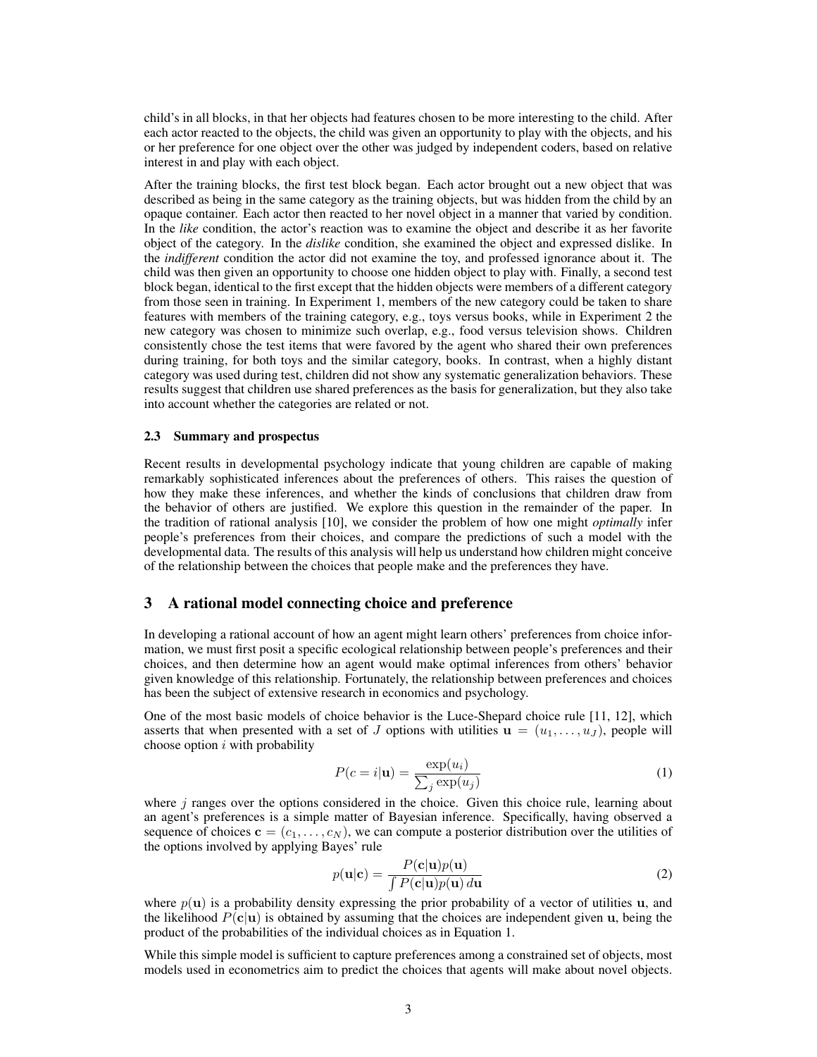child's in all blocks, in that her objects had features chosen to be more interesting to the child. After each actor reacted to the objects, the child was given an opportunity to play with the objects, and his or her preference for one object over the other was judged by independent coders, based on relative interest in and play with each object.

After the training blocks, the first test block began. Each actor brought out a new object that was described as being in the same category as the training objects, but was hidden from the child by an opaque container. Each actor then reacted to her novel object in a manner that varied by condition. In the *like* condition, the actor's reaction was to examine the object and describe it as her favorite object of the category. In the *dislike* condition, she examined the object and expressed dislike. In the *indifferent* condition the actor did not examine the toy, and professed ignorance about it. The child was then given an opportunity to choose one hidden object to play with. Finally, a second test block began, identical to the first except that the hidden objects were members of a different category from those seen in training. In Experiment 1, members of the new category could be taken to share features with members of the training category, e.g., toys versus books, while in Experiment 2 the new category was chosen to minimize such overlap, e.g., food versus television shows. Children consistently chose the test items that were favored by the agent who shared their own preferences during training, for both toys and the similar category, books. In contrast, when a highly distant category was used during test, children did not show any systematic generalization behaviors. These results suggest that children use shared preferences as the basis for generalization, but they also take into account whether the categories are related or not.

### 2.3 Summary and prospectus

Recent results in developmental psychology indicate that young children are capable of making remarkably sophisticated inferences about the preferences of others. This raises the question of how they make these inferences, and whether the kinds of conclusions that children draw from the behavior of others are justified. We explore this question in the remainder of the paper. In the tradition of rational analysis [10], we consider the problem of how one might *optimally* infer people's preferences from their choices, and compare the predictions of such a model with the developmental data. The results of this analysis will help us understand how children might conceive of the relationship between the choices that people make and the preferences they have.

## 3 A rational model connecting choice and preference

In developing a rational account of how an agent might learn others' preferences from choice information, we must first posit a specific ecological relationship between people's preferences and their choices, and then determine how an agent would make optimal inferences from others' behavior given knowledge of this relationship. Fortunately, the relationship between preferences and choices has been the subject of extensive research in economics and psychology.

One of the most basic models of choice behavior is the Luce-Shepard choice rule [11, 12], which asserts that when presented with a set of $J$ options with utilities $\mathbf{u} = (u_1, \ldots, u_J)$, people will choose option $i$ with probability

$$P(c = i|\mathbf{u}) = \frac{\exp(u_i)}{\sum_j \exp(u_j)} \tag{1}$$

where $j$ ranges over the options considered in the choice. Given this choice rule, learning about an agent's preferences is a simple matter of Bayesian inference. Specifically, having observed a sequence of choices $\mathbf{c} = (c_1, \ldots, c_N)$, we can compute a posterior distribution over the utilities of the options involved by applying Bayes' rule

$$p(\mathbf{u}|\mathbf{c}) = \frac{P(\mathbf{c}|\mathbf{u})p(\mathbf{u})}{\int P(\mathbf{c}|\mathbf{u})p(\mathbf{u})\, d\mathbf{u}} \tag{2}$$

where $p(\mathbf{u})$ is a probability density expressing the prior probability of a vector of utilities $\mathbf{u}$, and the likelihood $P(\mathbf{c}|\mathbf{u})$ is obtained by assuming that the choices are independent given $\mathbf{u}$, being the product of the probabilities of the individual choices as in Equation 1.

While this simple model is sufficient to capture preferences among a constrained set of objects, most models used in econometrics aim to predict the choices that agents will make about novel objects.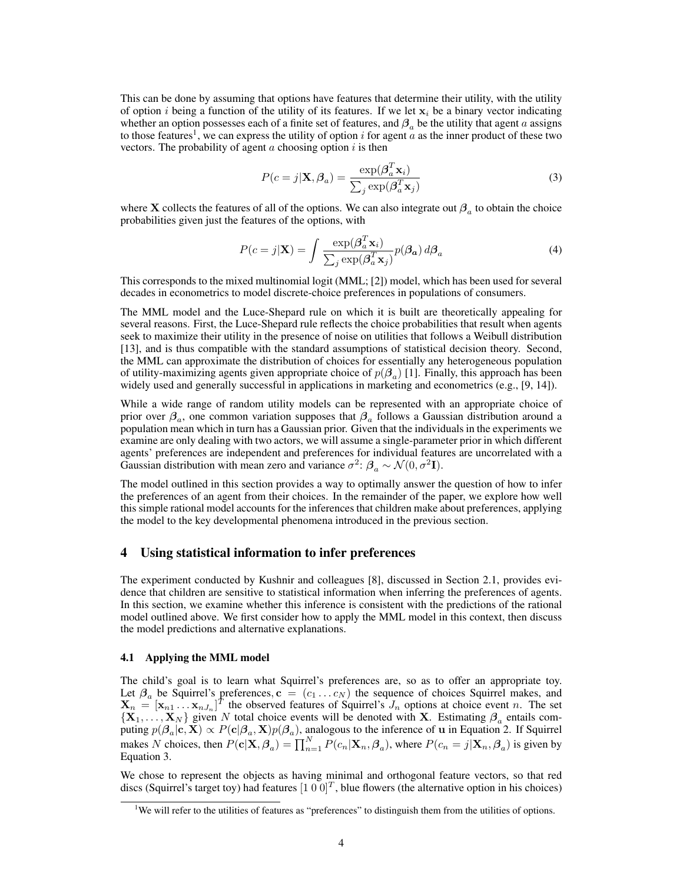This can be done by assuming that options have features that determine their utility, with the utility of option $i$ being a function of the utility of its features. If we let $\mathbf{x}_i$ be a binary vector indicating whether an option possesses each of a finite set of features, and $\boldsymbol{\beta}_a$ be the utility that agent $a$ assigns to those features[1], we can express the utility of option $i$ for agent $a$ as the inner product of these two vectors. The probability of agent $a$ choosing option $i$ is then

$$P(c = j|\mathbf{X}, \boldsymbol{\beta}_a) = \frac{\exp(\boldsymbol{\beta}_a^T \mathbf{x}_i)}{\sum_j \exp(\boldsymbol{\beta}_a^T \mathbf{x}_j)} \tag{3}$$

where $\mathbf{X}$ collects the features of all of the options. We can also integrate out $\boldsymbol{\beta}_a$ to obtain the choice probabilities given just the features of the options, with

$$P(c = j|\mathbf{X}) = \int \frac{\exp(\boldsymbol{\beta}_a^T \mathbf{x}_i)}{\sum_j \exp(\boldsymbol{\beta}_a^T \mathbf{x}_j)} p(\boldsymbol{\beta}_a)\, d\boldsymbol{\beta}_a \tag{4}$$

This corresponds to the mixed multinomial logit (MML; [2]) model, which has been used for several decades in econometrics to model discrete-choice preferences in populations of consumers.

The MML model and the Luce-Shepard rule on which it is built are theoretically appealing for several reasons. First, the Luce-Shepard rule reflects the choice probabilities that result when agents seek to maximize their utility in the presence of noise on utilities that follows a Weibull distribution [13], and is thus compatible with the standard assumptions of statistical decision theory. Second, the MML can approximate the distribution of choices for essentially any heterogeneous population of utility-maximizing agents given appropriate choice of $p(\boldsymbol{\beta}_a)$ [1]. Finally, this approach has been widely used and generally successful in applications in marketing and econometrics (e.g., [9, 14]).

While a wide range of random utility models can be represented with an appropriate choice of prior over $\boldsymbol{\beta}_a$, one common variation supposes that $\boldsymbol{\beta}_a$ follows a Gaussian distribution around a population mean which in turn has a Gaussian prior. Given that the individuals in the experiments we examine are only dealing with two actors, we will assume a single-parameter prior in which different agents' preferences are independent and preferences for individual features are uncorrelated with a Gaussian distribution with mean zero and variance $\sigma^2$: $\boldsymbol{\beta}_a \sim \mathcal{N}(0, \sigma^2\mathbf{I})$.

The model outlined in this section provides a way to optimally answer the question of how to infer the preferences of an agent from their choices. In the remainder of the paper, we explore how well this simple rational model accounts for the inferences that children make about preferences, applying the model to the key developmental phenomena introduced in the previous section.

## 4 Using statistical information to infer preferences

The experiment conducted by Kushnir and colleagues [8], discussed in Section 2.1, provides evidence that children are sensitive to statistical information when inferring the preferences of agents. In this section, we examine whether this inference is consistent with the predictions of the rational model outlined above. We first consider how to apply the MML model in this context, then discuss the model predictions and alternative explanations.

### 4.1 Applying the MML model

The child's goal is to learn what Squirrel's preferences are, so as to offer an appropriate toy. Let $\boldsymbol{\beta}_a$ be Squirrel's preferences, $\mathbf{c} = (c_1 \dots c_N)$ the sequence of choices Squirrel makes, and $\mathbf{X}_n = [\mathbf{x}_{n1} \dots \mathbf{x}_{nJ_n}]^T$ the observed features of Squirrel's $J_n$ options at choice event $n$. The set $\{\mathbf{X}_1, \dots, \mathbf{X}_N\}$ given $N$ total choice events will be denoted with $\mathbf{X}$. Estimating $\boldsymbol{\beta}_a$ entails computing $p(\boldsymbol{\beta}_a|\mathbf{c}, \mathbf{X}) \propto P(\mathbf{c}|\boldsymbol{\beta}_a, \mathbf{X})p(\boldsymbol{\beta}_a)$, analogous to the inference of $\mathbf{u}$ in Equation 2. If Squirrel makes $N$ choices, then $P(\mathbf{c}|\mathbf{X}, \boldsymbol{\beta}_a) = \prod_{n=1}^{N} P(c_n|\mathbf{X}_n, \boldsymbol{\beta}_a)$, where $P(c_n = j|\mathbf{X}_n, \boldsymbol{\beta}_a)$ is given by Equation 3.

We chose to represent the objects as having minimal and orthogonal feature vectors, so that red discs (Squirrel's target toy) had features $[1\ 0\ 0]^T$, blue flowers (the alternative option in his choices)

[1] We will refer to the utilities of features as "preferences" to distinguish them from the utilities of options.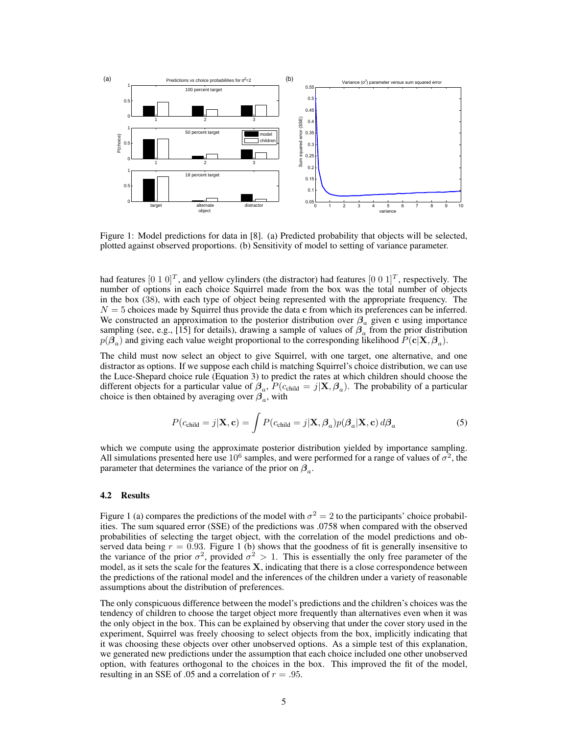Figure 1: Model predictions for data in [8]. (a) Predicted probability that objects will be selected, plotted against observed proportions. (b) Sensitivity of model to setting of variance parameter.

had features $[0\ 1\ 0]^T$, and yellow cylinders (the distractor) had features $[0\ 0\ 1]^T$, respectively. The number of options in each choice Squirrel made from the box was the total number of objects in the box (38), with each type of object being represented with the appropriate frequency. The $N = 5$ choices made by Squirrel thus provide the data $\mathbf{c}$ from which its preferences can be inferred. We constructed an approximation to the posterior distribution over $\boldsymbol{\beta}_a$ given $\mathbf{c}$ using importance sampling (see, e.g., [15] for details), drawing a sample of values of $\boldsymbol{\beta}_a$ from the prior distribution $p(\boldsymbol{\beta}_a)$ and giving each value weight proportional to the corresponding likelihood $P(\mathbf{c}|\mathbf{X}, \boldsymbol{\beta}_a)$.

The child must now select an object to give Squirrel, with one target, one alternative, and one distractor as options. If we suppose each child is matching Squirrel's choice distribution, we can use the Luce-Shepard choice rule (Equation 3) to predict the rates at which children should choose the different objects for a particular value of $\boldsymbol{\beta}_a$, $P(c_{\text{child}} = j|\mathbf{X}, \boldsymbol{\beta}_a)$. The probability of a particular choice is then obtained by averaging over $\boldsymbol{\beta}_a$, with

$$P(c_{\text{child}} = j|\mathbf{X}, \mathbf{c}) = \int P(c_{\text{child}} = j|\mathbf{X}, \boldsymbol{\beta}_a) p(\boldsymbol{\beta}_a|\mathbf{X}, \mathbf{c})\, d\boldsymbol{\beta}_a \tag{5}$$

which we compute using the approximate posterior distribution yielded by importance sampling. All simulations presented here use $10^6$ samples, and were performed for a range of values of $\sigma^2$, the parameter that determines the variance of the prior on $\boldsymbol{\beta}_a$.

### 4.2 Results

Figure 1 (a) compares the predictions of the model with $\sigma^2 = 2$ to the participants' choice probabilities. The sum squared error (SSE) of the predictions was .0758 when compared with the observed probabilities of selecting the target object, with the correlation of the model predictions and observed data being $r = 0.93$. Figure 1 (b) shows that the goodness of fit is generally insensitive to the variance of the prior $\sigma^2$, provided $\sigma^2 > 1$. This is essentially the only free parameter of the model, as it sets the scale for the features $\mathbf{X}$, indicating that there is a close correspondence between the predictions of the rational model and the inferences of the children under a variety of reasonable assumptions about the distribution of preferences.

The only conspicuous difference between the model's predictions and the children's choices was the tendency of children to choose the target object more frequently than alternatives even when it was the only object in the box. This can be explained by observing that under the cover story used in the experiment, Squirrel was freely choosing to select objects from the box, implicitly indicating that it was choosing these objects over other unobserved options. As a simple test of this explanation, we generated new predictions under the assumption that each choice included one other unobserved option, with features orthogonal to the choices in the box. This improved the fit of the model, resulting in an SSE of .05 and a correlation of $r = .95$.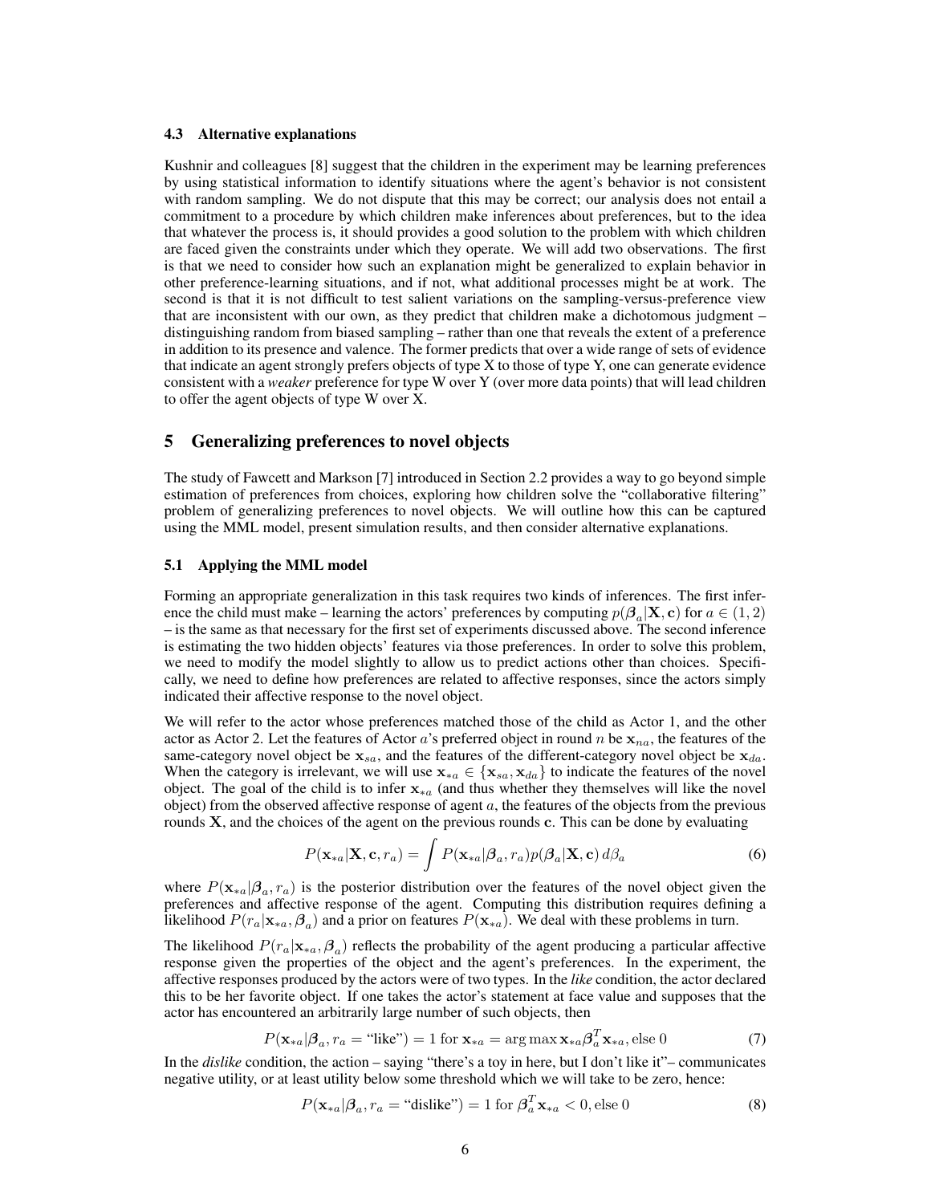### 4.3 Alternative explanations

Kushnir and colleagues [8] suggest that the children in the experiment may be learning preferences by using statistical information to identify situations where the agent's behavior is not consistent with random sampling. We do not dispute that this may be correct; our analysis does not entail a commitment to a procedure by which children make inferences about preferences, but to the idea that whatever the process is, it should provides a good solution to the problem with which children are faced given the constraints under which they operate. We will add two observations. The first is that we need to consider how such an explanation might be generalized to explain behavior in other preference-learning situations, and if not, what additional processes might be at work. The second is that it is not difficult to test salient variations on the sampling-versus-preference view that are inconsistent with our own, as they predict that children make a dichotomous judgment – distinguishing random from biased sampling – rather than one that reveals the extent of a preference in addition to its presence and valence. The former predicts that over a wide range of sets of evidence that indicate an agent strongly prefers objects of type X to those of type Y, one can generate evidence consistent with a *weaker* preference for type W over Y (over more data points) that will lead children to offer the agent objects of type W over X.

## 5 Generalizing preferences to novel objects

The study of Fawcett and Markson [7] introduced in Section 2.2 provides a way to go beyond simple estimation of preferences from choices, exploring how children solve the "collaborative filtering" problem of generalizing preferences to novel objects. We will outline how this can be captured using the MML model, present simulation results, and then consider alternative explanations.

### 5.1 Applying the MML model

Forming an appropriate generalization in this task requires two kinds of inferences. The first inference the child must make – learning the actors' preferences by computing $p(\boldsymbol{\beta}_a|\mathbf{X}, \mathbf{c})$ for $a \in (1, 2)$ – is the same as that necessary for the first set of experiments discussed above. The second inference is estimating the two hidden objects' features via those preferences. In order to solve this problem, we need to modify the model slightly to allow us to predict actions other than choices. Specifically, we need to define how preferences are related to affective responses, since the actors simply indicated their affective response to the novel object.

We will refer to the actor whose preferences matched those of the child as Actor 1, and the other actor as Actor 2. Let the features of Actor $a$'s preferred object in round $n$ be $\mathbf{x}_{na}$, the features of the same-category novel object be $\mathbf{x}_{sa}$, and the features of the different-category novel object be $\mathbf{x}_{da}$. When the category is irrelevant, we will use $\mathbf{x}_{*a} \in \{\mathbf{x}_{sa}, \mathbf{x}_{da}\}$ to indicate the features of the novel object. The goal of the child is to infer $\mathbf{x}_{*a}$ (and thus whether they themselves will like the novel object) from the observed affective response of agent $a$, the features of the objects from the previous rounds $\mathbf{X}$, and the choices of the agent on the previous rounds $\mathbf{c}$. This can be done by evaluating

$$P(\mathbf{x}_{*a}|\mathbf{X}, \mathbf{c}, r_a) = \int P(\mathbf{x}_{*a}|\boldsymbol{\beta}_a, r_a)p(\boldsymbol{\beta}_a|\mathbf{X}, \mathbf{c})\, d\beta_a \tag{6}$$

where $P(\mathbf{x}_{*a}|\boldsymbol{\beta}_a, r_a)$ is the posterior distribution over the features of the novel object given the preferences and affective response of the agent. Computing this distribution requires defining a likelihood $P(r_a|\mathbf{x}_{*a}, \boldsymbol{\beta}_a)$ and a prior on features $P(\mathbf{x}_{*a})$. We deal with these problems in turn.

The likelihood $P(r_a|\mathbf{x}_{*a}, \boldsymbol{\beta}_a)$ reflects the probability of the agent producing a particular affective response given the properties of the object and the agent's preferences. In the experiment, the affective responses produced by the actors were of two types. In the *like* condition, the actor declared this to be her favorite object. If one takes the actor's statement at face value and supposes that the actor has encountered an arbitrarily large number of such objects, then

$$P(\mathbf{x}_{*a}|\boldsymbol{\beta}_a, r_a = \text{"like"}) = 1 \text{ for } \mathbf{x}_{*a} = \arg\max \mathbf{x}_{*a}\boldsymbol{\beta}_a^T\mathbf{x}_{*a}, \text{else } 0 \tag{7}$$

In the *dislike* condition, the action – saying "there's a toy in here, but I don't like it"– communicates negative utility, or at least utility below some threshold which we will take to be zero, hence:

$$P(\mathbf{x}_{*a}|\boldsymbol{\beta}_a, r_a = \text{"dislike"}) = 1 \text{ for } \boldsymbol{\beta}_a^T\mathbf{x}_{*a} < 0, \text{else } 0 \tag{8}$$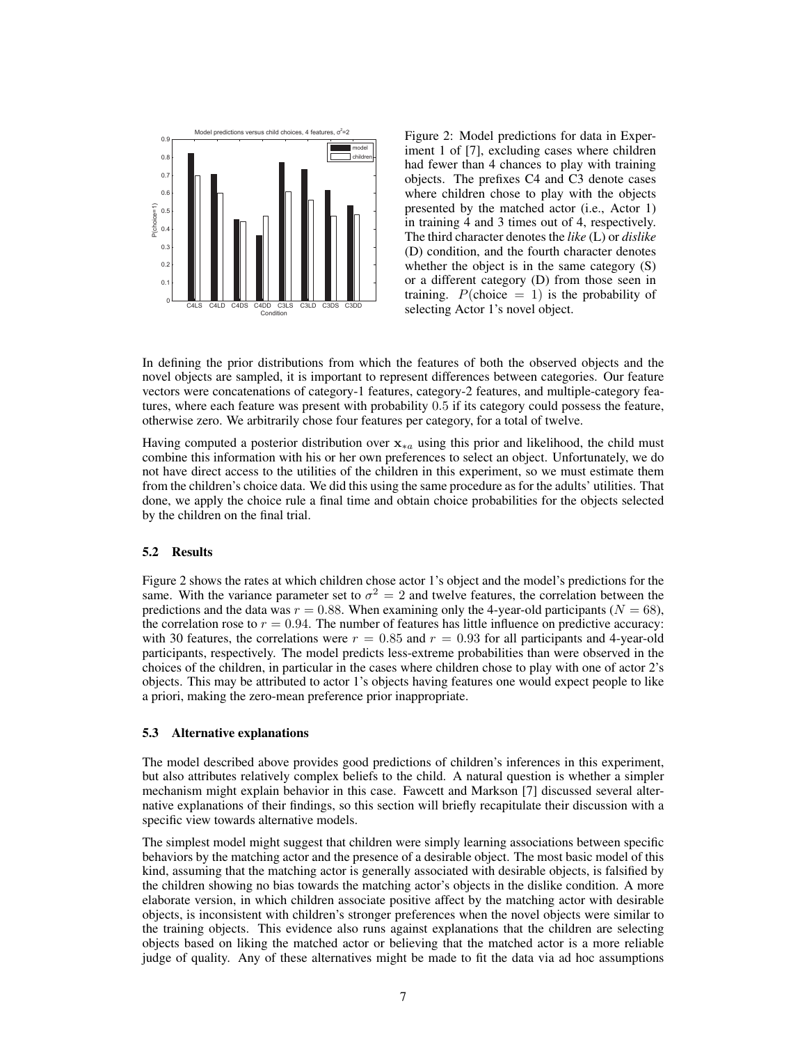Figure 2: Model predictions for data in Experiment 1 of [7], excluding cases where children had fewer than 4 chances to play with training objects. The prefixes C4 and C3 denote cases where children chose to play with the objects presented by the matched actor (i.e., Actor 1) in training 4 and 3 times out of 4, respectively. The third character denotes the *like* (L) or *dislike* (D) condition, and the fourth character denotes whether the object is in the same category (S) or a different category (D) from those seen in training. $P(\text{choice} = 1)$ is the probability of selecting Actor 1's novel object.

In defining the prior distributions from which the features of both the observed objects and the novel objects are sampled, it is important to represent differences between categories. Our feature vectors were concatenations of category-1 features, category-2 features, and multiple-category features, where each feature was present with probability 0.5 if its category could possess the feature, otherwise zero. We arbitrarily chose four features per category, for a total of twelve.

Having computed a posterior distribution over $\mathbf{x}_{*a}$ using this prior and likelihood, the child must combine this information with his or her own preferences to select an object. Unfortunately, we do not have direct access to the utilities of the children in this experiment, so we must estimate them from the children's choice data. We did this using the same procedure as for the adults' utilities. That done, we apply the choice rule a final time and obtain choice probabilities for the objects selected by the children on the final trial.

### 5.2 Results

Figure 2 shows the rates at which children chose actor 1's object and the model's predictions for the same. With the variance parameter set to $\sigma^2 = 2$ and twelve features, the correlation between the predictions and the data was $r = 0.88$. When examining only the 4-year-old participants ($N = 68$), the correlation rose to $r = 0.94$. The number of features has little influence on predictive accuracy: with 30 features, the correlations were $r = 0.85$ and $r = 0.93$ for all participants and 4-year-old participants, respectively. The model predicts less-extreme probabilities than were observed in the choices of the children, in particular in the cases where children chose to play with one of actor 2's objects. This may be attributed to actor 1's objects having features one would expect people to like a priori, making the zero-mean preference prior inappropriate.

### 5.3 Alternative explanations

The model described above provides good predictions of children's inferences in this experiment, but also attributes relatively complex beliefs to the child. A natural question is whether a simpler mechanism might explain behavior in this case. Fawcett and Markson [7] discussed several alternative explanations of their findings, so this section will briefly recapitulate their discussion with a specific view towards alternative models.

The simplest model might suggest that children were simply learning associations between specific behaviors by the matching actor and the presence of a desirable object. The most basic model of this kind, assuming that the matching actor is generally associated with desirable objects, is falsified by the children showing no bias towards the matching actor's objects in the dislike condition. A more elaborate version, in which children associate positive affect by the matching actor with desirable objects, is inconsistent with children's stronger preferences when the novel objects were similar to the training objects. This evidence also runs against explanations that the children are selecting objects based on liking the matched actor or believing that the matched actor is a more reliable judge of quality. Any of these alternatives might be made to fit the data via ad hoc assumptions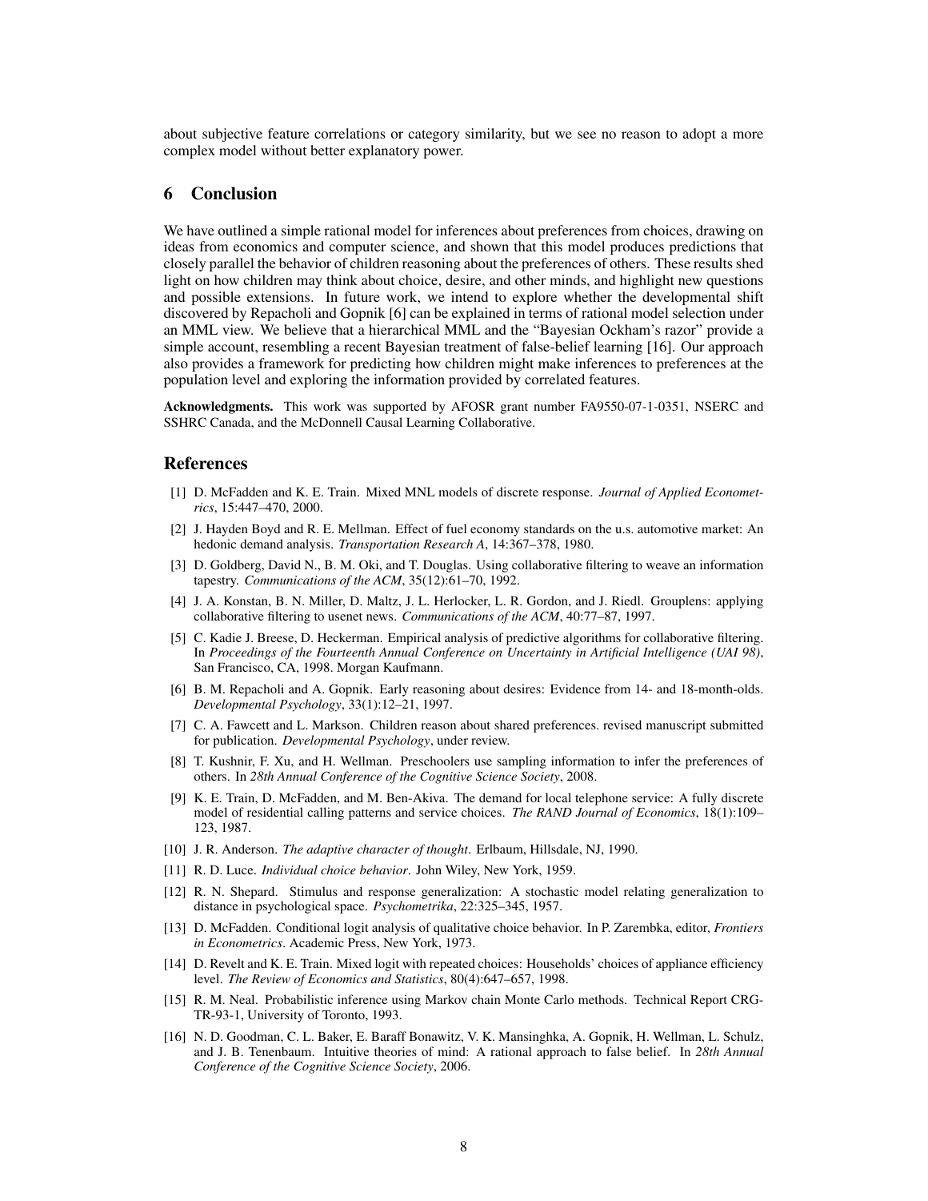about subjective feature correlations or category similarity, but we see no reason to adopt a more complex model without better explanatory power.

## 6 Conclusion

We have outlined a simple rational model for inferences about preferences from choices, drawing on ideas from economics and computer science, and shown that this model produces predictions that closely parallel the behavior of children reasoning about the preferences of others. These results shed light on how children may think about choice, desire, and other minds, and highlight new questions and possible extensions. In future work, we intend to explore whether the developmental shift discovered by Repacholi and Gopnik [6] can be explained in terms of rational model selection under an MML view. We believe that a hierarchical MML and the "Bayesian Ockham's razor" provide a simple account, resembling a recent Bayesian treatment of false-belief learning [16]. Our approach also provides a framework for predicting how children might make inferences to preferences at the population level and exploring the information provided by correlated features.

**Acknowledgments.** This work was supported by AFOSR grant number FA9550-07-1-0351, NSERC and SSHRC Canada, and the McDonnell Causal Learning Collaborative.

## References

[1] D. McFadden and K. E. Train. Mixed MNL models of discrete response. *Journal of Applied Econometrics*, 15:447–470, 2000.

[2] J. Hayden Boyd and R. E. Mellman. Effect of fuel economy standards on the u.s. automotive market: An hedonic demand analysis. *Transportation Research A*, 14:367–378, 1980.

[3] D. Goldberg, David N., B. M. Oki, and T. Douglas. Using collaborative filtering to weave an information tapestry. *Communications of the ACM*, 35(12):61–70, 1992.

[4] J. A. Konstan, B. N. Miller, D. Maltz, J. L. Herlocker, L. R. Gordon, and J. Riedl. Grouplens: applying collaborative filtering to usenet news. *Communications of the ACM*, 40:77–87, 1997.

[5] C. Kadie J. Breese, D. Heckerman. Empirical analysis of predictive algorithms for collaborative filtering. In *Proceedings of the Fourteenth Annual Conference on Uncertainty in Artificial Intelligence (UAI 98)*, San Francisco, CA, 1998. Morgan Kaufmann.

[6] B. M. Repacholi and A. Gopnik. Early reasoning about desires: Evidence from 14- and 18-month-olds. *Developmental Psychology*, 33(1):12–21, 1997.

[7] C. A. Fawcett and L. Markson. Children reason about shared preferences. revised manuscript submitted for publication. *Developmental Psychology*, under review.

[8] T. Kushnir, F. Xu, and H. Wellman. Preschoolers use sampling information to infer the preferences of others. In *28th Annual Conference of the Cognitive Science Society*, 2008.

[9] K. E. Train, D. McFadden, and M. Ben-Akiva. The demand for local telephone service: A fully discrete model of residential calling patterns and service choices. *The RAND Journal of Economics*, 18(1):109–123, 1987.

[10] J. R. Anderson. *The adaptive character of thought*. Erlbaum, Hillsdale, NJ, 1990.

[11] R. D. Luce. *Individual choice behavior*. John Wiley, New York, 1959.

[12] R. N. Shepard. Stimulus and response generalization: A stochastic model relating generalization to distance in psychological space. *Psychometrika*, 22:325–345, 1957.

[13] D. McFadden. Conditional logit analysis of qualitative choice behavior. In P. Zarembka, editor, *Frontiers in Econometrics*. Academic Press, New York, 1973.

[14] D. Revelt and K. E. Train. Mixed logit with repeated choices: Households' choices of appliance efficiency level. *The Review of Economics and Statistics*, 80(4):647–657, 1998.

[15] R. M. Neal. Probabilistic inference using Markov chain Monte Carlo methods. Technical Report CRG-TR-93-1, University of Toronto, 1993.

[16] N. D. Goodman, C. L. Baker, E. Baraff Bonawitz, V. K. Mansinghka, A. Gopnik, H. Wellman, L. Schulz, and J. B. Tenenbaum. Intuitive theories of mind: A rational approach to false belief. In *28th Annual Conference of the Cognitive Science Society*, 2006.